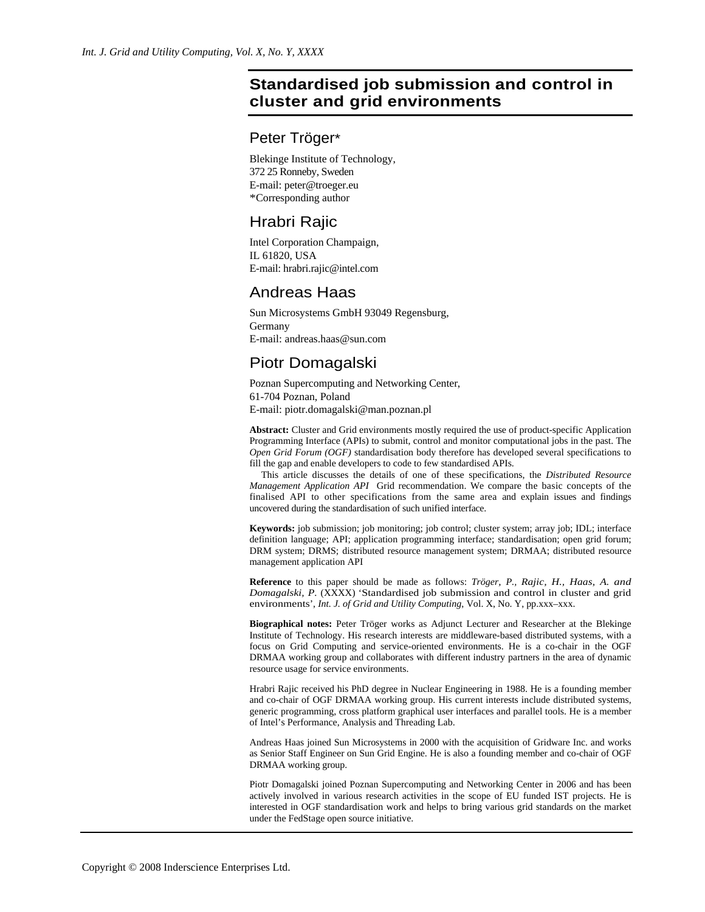# Standardised job submission and control in cluster and grid environments

## Peter Tröger*

Blekinge Institute of Technology,
372 25 Ronneby, Sweden
E-mail: peter@troeger.eu
*Corresponding author

## Hrabri Rajic

Intel Corporation Champaign,
IL 61820, USA
E-mail: hrabri.rajic@intel.com

## Andreas Haas

Sun Microsystems GmbH 93049 Regensburg,
Germany
E-mail: andreas.haas@sun.com

## Piotr Domagalski

Poznan Supercomputing and Networking Center,
61-704 Poznan, Poland
E-mail: piotr.domagalski@man.poznan.pl

**Abstract:** Cluster and Grid environments mostly required the use of product-specific Application Programming Interface (APIs) to submit, control and monitor computational jobs in the past. The *Open Grid Forum (OGF)* standardisation body therefore has developed several specifications to fill the gap and enable developers to code to few standardised APIs.

This article discusses the details of one of these specifications, the *Distributed Resource Management Application API* Grid recommendation. We compare the basic concepts of the finalised API to other specifications from the same area and explain issues and findings uncovered during the standardisation of such unified interface.

**Keywords:** job submission; job monitoring; job control; cluster system; array job; IDL; interface definition language; API; application programming interface; standardisation; open grid forum; DRM system; DRMS; distributed resource management system; DRMAA; distributed resource management application API

**Reference** to this paper should be made as follows: *Tröger, P., Rajic, H., Haas, A. and Domagalski, P.* (XXXX) 'Standardised job submission and control in cluster and grid environments', *Int. J. of Grid and Utility Computing*, Vol. X, No. Y, pp.xxx–xxx.

**Biographical notes:** Peter Tröger works as Adjunct Lecturer and Researcher at the Blekinge Institute of Technology. His research interests are middleware-based distributed systems, with a focus on Grid Computing and service-oriented environments. He is a co-chair in the OGF DRMAA working group and collaborates with different industry partners in the area of dynamic resource usage for service environments.

Hrabri Rajic received his PhD degree in Nuclear Engineering in 1988. He is a founding member and co-chair of OGF DRMAA working group. His current interests include distributed systems, generic programming, cross platform graphical user interfaces and parallel tools. He is a member of Intel's Performance, Analysis and Threading Lab.

Andreas Haas joined Sun Microsystems in 2000 with the acquisition of Gridware Inc. and works as Senior Staff Engineer on Sun Grid Engine. He is also a founding member and co-chair of OGF DRMAA working group.

Piotr Domagalski joined Poznan Supercomputing and Networking Center in 2006 and has been actively involved in various research activities in the scope of EU funded IST projects. He is interested in OGF standardisation work and helps to bring various grid standards on the market under the FedStage open source initiative.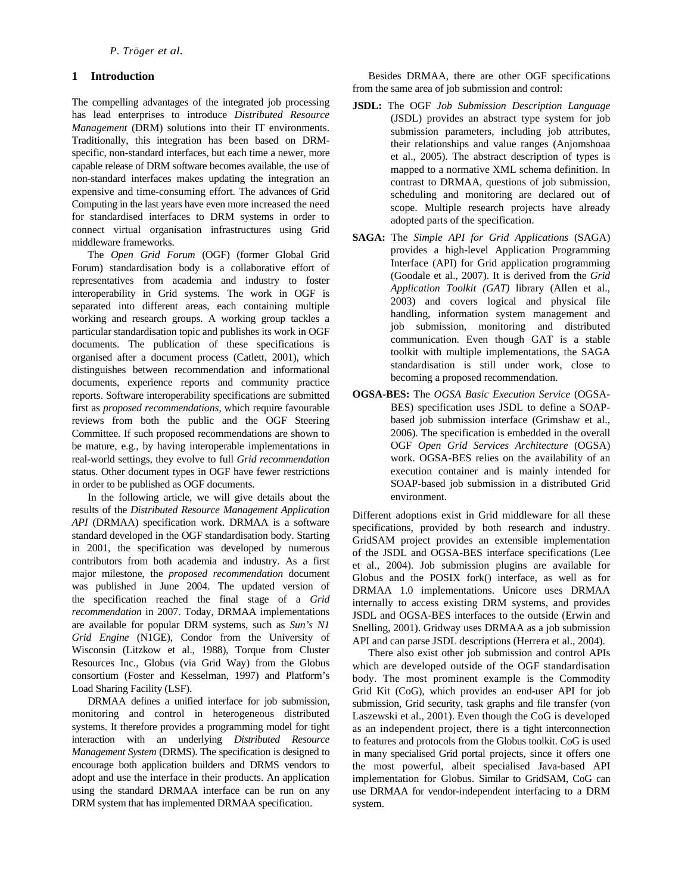## 1 Introduction

The compelling advantages of the integrated job processing has lead enterprises to introduce *Distributed Resource Management* (DRM) solutions into their IT environments. Traditionally, this integration has been based on DRM-specific, non-standard interfaces, but each time a newer, more capable release of DRM software becomes available, the use of non-standard interfaces makes updating the integration an expensive and time-consuming effort. The advances of Grid Computing in the last years have even more increased the need for standardised interfaces to DRM systems in order to connect virtual organisation infrastructures using Grid middleware frameworks.

The *Open Grid Forum* (OGF) (former Global Grid Forum) standardisation body is a collaborative effort of representatives from academia and industry to foster interoperability in Grid systems. The work in OGF is separated into different areas, each containing multiple working and research groups. A working group tackles a particular standardisation topic and publishes its work in OGF documents. The publication of these specifications is organised after a document process (Catlett, 2001), which distinguishes between recommendation and informational documents, experience reports and community practice reports. Software interoperability specifications are submitted first as *proposed recommendations*, which require favourable reviews from both the public and the OGF Steering Committee. If such proposed recommendations are shown to be mature, e.g., by having interoperable implementations in real-world settings, they evolve to full *Grid recommendation* status. Other document types in OGF have fewer restrictions in order to be published as OGF documents.

In the following article, we will give details about the results of the *Distributed Resource Management Application API* (DRMAA) specification work. DRMAA is a software standard developed in the OGF standardisation body. Starting in 2001, the specification was developed by numerous contributors from both academia and industry. As a first major milestone, the *proposed recommendation* document was published in June 2004. The updated version of the specification reached the final stage of a *Grid recommendation* in 2007. Today, DRMAA implementations are available for popular DRM systems, such as *Sun's N1 Grid Engine* (N1GE), Condor from the University of Wisconsin (Litzkow et al., 1988), Torque from Cluster Resources Inc., Globus (via Grid Way) from the Globus consortium (Foster and Kesselman, 1997) and Platform's Load Sharing Facility (LSF).

DRMAA defines a unified interface for job submission, monitoring and control in heterogeneous distributed systems. It therefore provides a programming model for tight interaction with an underlying *Distributed Resource Management System* (DRMS). The specification is designed to encourage both application builders and DRMS vendors to adopt and use the interface in their products. An application using the standard DRMAA interface can be run on any DRM system that has implemented DRMAA specification.

Besides DRMAA, there are other OGF specifications from the same area of job submission and control:

- **JSDL:** The OGF *Job Submission Description Language* (JSDL) provides an abstract type system for job submission parameters, including job attributes, their relationships and value ranges (Anjomshoaa et al., 2005). The abstract description of types is mapped to a normative XML schema definition. In contrast to DRMAA, questions of job submission, scheduling and monitoring are declared out of scope. Multiple research projects have already adopted parts of the specification.
- **SAGA:** The *Simple API for Grid Applications* (SAGA) provides a high-level Application Programming Interface (API) for Grid application programming (Goodale et al., 2007). It is derived from the *Grid Application Toolkit (GAT)* library (Allen et al., 2003) and covers logical and physical file handling, information system management and job submission, monitoring and distributed communication. Even though GAT is a stable toolkit with multiple implementations, the SAGA standardisation is still under work, close to becoming a proposed recommendation.
- **OGSA-BES:** The *OGSA Basic Execution Service* (OGSA-BES) specification uses JSDL to define a SOAP-based job submission interface (Grimshaw et al., 2006). The specification is embedded in the overall OGF *Open Grid Services Architecture* (OGSA) work. OGSA-BES relies on the availability of an execution container and is mainly intended for SOAP-based job submission in a distributed Grid environment.

Different adoptions exist in Grid middleware for all these specifications, provided by both research and industry. GridSAM project provides an extensible implementation of the JSDL and OGSA-BES interface specifications (Lee et al., 2004). Job submission plugins are available for Globus and the POSIX fork() interface, as well as for DRMAA 1.0 implementations. Unicore uses DRMAA internally to access existing DRM systems, and provides JSDL and OGSA-BES interfaces to the outside (Erwin and Snelling, 2001). Gridway uses DRMAA as a job submission API and can parse JSDL descriptions (Herrera et al., 2004).

There also exist other job submission and control APIs which are developed outside of the OGF standardisation body. The most prominent example is the Commodity Grid Kit (CoG), which provides an end-user API for job submission, Grid security, task graphs and file transfer (von Laszewski et al., 2001). Even though the CoG is developed as an independent project, there is a tight interconnection to features and protocols from the Globus toolkit. CoG is used in many specialised Grid portal projects, since it offers one the most powerful, albeit specialised Java-based API implementation for Globus. Similar to GridSAM, CoG can use DRMAA for vendor-independent interfacing to a DRM system.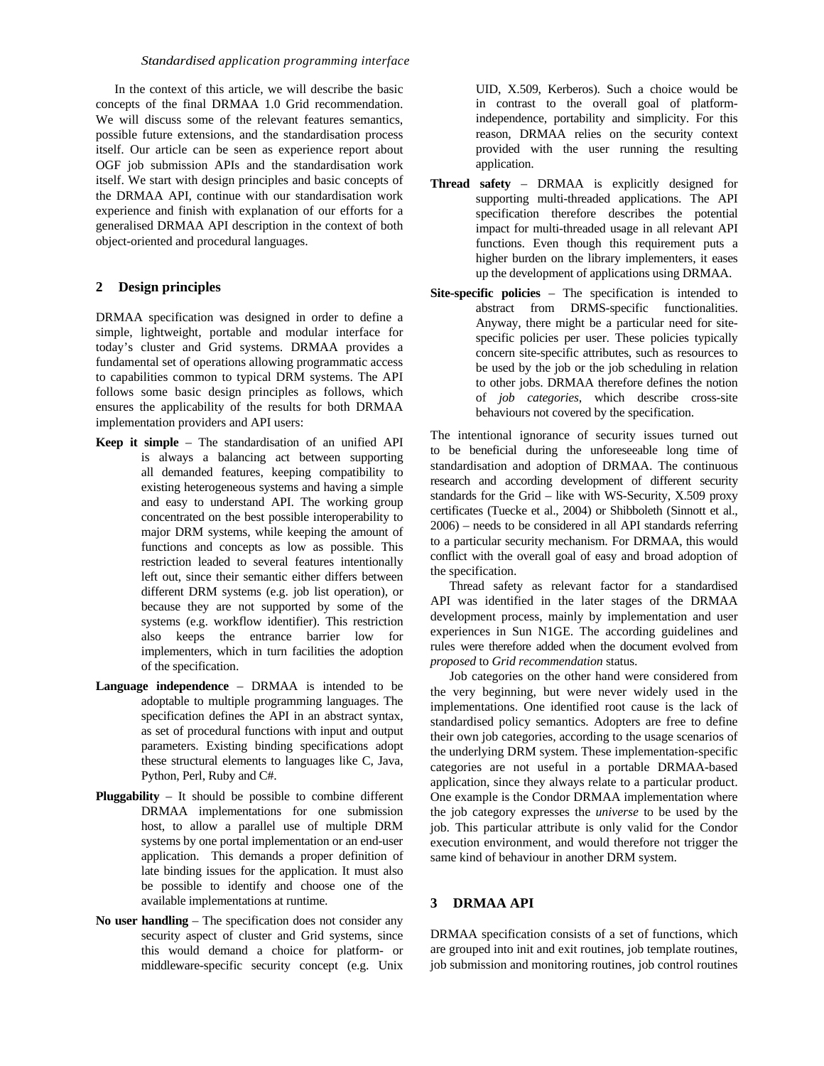In the context of this article, we will describe the basic concepts of the final DRMAA 1.0 Grid recommendation. We will discuss some of the relevant features semantics, possible future extensions, and the standardisation process itself. Our article can be seen as experience report about OGF job submission APIs and the standardisation work itself. We start with design principles and basic concepts of the DRMAA API, continue with our standardisation work experience and finish with explanation of our efforts for a generalised DRMAA API description in the context of both object-oriented and procedural languages.

## 2 Design principles

DRMAA specification was designed in order to define a simple, lightweight, portable and modular interface for today's cluster and Grid systems. DRMAA provides a fundamental set of operations allowing programmatic access to capabilities common to typical DRM systems. The API follows some basic design principles as follows, which ensures the applicability of the results for both DRMAA implementation providers and API users:

**Keep it simple** – The standardisation of an unified API is always a balancing act between supporting all demanded features, keeping compatibility to existing heterogeneous systems and having a simple and easy to understand API. The working group concentrated on the best possible interoperability to major DRM systems, while keeping the amount of functions and concepts as low as possible. This restriction leaded to several features intentionally left out, since their semantic either differs between different DRM systems (e.g. job list operation), or because they are not supported by some of the systems (e.g. workflow identifier). This restriction also keeps the entrance barrier low for implementers, which in turn facilities the adoption of the specification.

**Language independence** – DRMAA is intended to be adoptable to multiple programming languages. The specification defines the API in an abstract syntax, as set of procedural functions with input and output parameters. Existing binding specifications adopt these structural elements to languages like C, Java, Python, Perl, Ruby and C#.

**Pluggability** – It should be possible to combine different DRMAA implementations for one submission host, to allow a parallel use of multiple DRM systems by one portal implementation or an end-user application. This demands a proper definition of late binding issues for the application. It must also be possible to identify and choose one of the available implementations at runtime.

**No user handling** – The specification does not consider any security aspect of cluster and Grid systems, since this would demand a choice for platform- or middleware-specific security concept (e.g. Unix UID, X.509, Kerberos). Such a choice would be in contrast to the overall goal of platform-independence, portability and simplicity. For this reason, DRMAA relies on the security context provided with the user running the resulting application.

**Thread safety** – DRMAA is explicitly designed for supporting multi-threaded applications. The API specification therefore describes the potential impact for multi-threaded usage in all relevant API functions. Even though this requirement puts a higher burden on the library implementers, it eases up the development of applications using DRMAA.

**Site-specific policies** – The specification is intended to abstract from DRMS-specific functionalities. Anyway, there might be a particular need for site-specific policies per user. These policies typically concern site-specific attributes, such as resources to be used by the job or the job scheduling in relation to other jobs. DRMAA therefore defines the notion of *job categories*, which describe cross-site behaviours not covered by the specification.

The intentional ignorance of security issues turned out to be beneficial during the unforeseeable long time of standardisation and adoption of DRMAA. The continuous research and according development of different security standards for the Grid – like with WS-Security, X.509 proxy certificates (Tuecke et al., 2004) or Shibboleth (Sinnott et al., 2006) – needs to be considered in all API standards referring to a particular security mechanism. For DRMAA, this would conflict with the overall goal of easy and broad adoption of the specification.

Thread safety as relevant factor for a standardised API was identified in the later stages of the DRMAA development process, mainly by implementation and user experiences in Sun N1GE. The according guidelines and rules were therefore added when the document evolved from *proposed* to *Grid recommendation* status.

Job categories on the other hand were considered from the very beginning, but were never widely used in the implementations. One identified root cause is the lack of standardised policy semantics. Adopters are free to define their own job categories, according to the usage scenarios of the underlying DRM system. These implementation-specific categories are not useful in a portable DRMAA-based application, since they always relate to a particular product. One example is the Condor DRMAA implementation where the job category expresses the *universe* to be used by the job. This particular attribute is only valid for the Condor execution environment, and would therefore not trigger the same kind of behaviour in another DRM system.

## 3 DRMAA API

DRMAA specification consists of a set of functions, which are grouped into init and exit routines, job template routines, job submission and monitoring routines, job control routines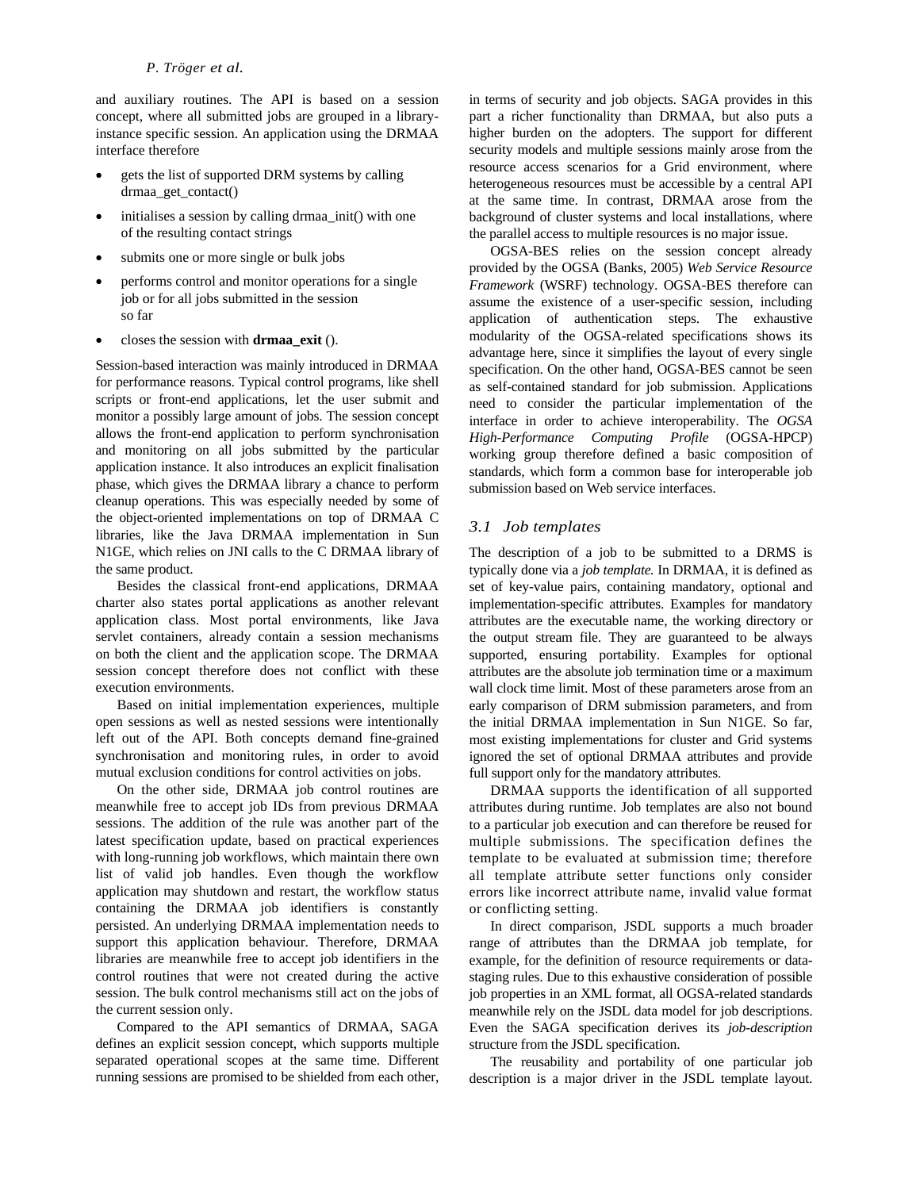and auxiliary routines. The API is based on a session concept, where all submitted jobs are grouped in a library-instance specific session. An application using the DRMAA interface therefore

- gets the list of supported DRM systems by calling drmaa_get_contact()
- initialises a session by calling drmaa_init() with one of the resulting contact strings
- submits one or more single or bulk jobs
- performs control and monitor operations for a single job or for all jobs submitted in the session so far
- closes the session with **drmaa_exit** ().

Session-based interaction was mainly introduced in DRMAA for performance reasons. Typical control programs, like shell scripts or front-end applications, let the user submit and monitor a possibly large amount of jobs. The session concept allows the front-end application to perform synchronisation and monitoring on all jobs submitted by the particular application instance. It also introduces an explicit finalisation phase, which gives the DRMAA library a chance to perform cleanup operations. This was especially needed by some of the object-oriented implementations on top of DRMAA C libraries, like the Java DRMAA implementation in Sun N1GE, which relies on JNI calls to the C DRMAA library of the same product.

Besides the classical front-end applications, DRMAA charter also states portal applications as another relevant application class. Most portal environments, like Java servlet containers, already contain a session mechanisms on both the client and the application scope. The DRMAA session concept therefore does not conflict with these execution environments.

Based on initial implementation experiences, multiple open sessions as well as nested sessions were intentionally left out of the API. Both concepts demand fine-grained synchronisation and monitoring rules, in order to avoid mutual exclusion conditions for control activities on jobs.

On the other side, DRMAA job control routines are meanwhile free to accept job IDs from previous DRMAA sessions. The addition of the rule was another part of the latest specification update, based on practical experiences with long-running job workflows, which maintain there own list of valid job handles. Even though the workflow application may shutdown and restart, the workflow status containing the DRMAA job identifiers is constantly persisted. An underlying DRMAA implementation needs to support this application behaviour. Therefore, DRMAA libraries are meanwhile free to accept job identifiers in the control routines that were not created during the active session. The bulk control mechanisms still act on the jobs of the current session only.

Compared to the API semantics of DRMAA, SAGA defines an explicit session concept, which supports multiple separated operational scopes at the same time. Different running sessions are promised to be shielded from each other, in terms of security and job objects. SAGA provides in this part a richer functionality than DRMAA, but also puts a higher burden on the adopters. The support for different security models and multiple sessions mainly arose from the resource access scenarios for a Grid environment, where heterogeneous resources must be accessible by a central API at the same time. In contrast, DRMAA arose from the background of cluster systems and local installations, where the parallel access to multiple resources is no major issue.

OGSA-BES relies on the session concept already provided by the OGSA (Banks, 2005) *Web Service Resource Framework* (WSRF) technology. OGSA-BES therefore can assume the existence of a user-specific session, including application of authentication steps. The exhaustive modularity of the OGSA-related specifications shows its advantage here, since it simplifies the layout of every single specification. On the other hand, OGSA-BES cannot be seen as self-contained standard for job submission. Applications need to consider the particular implementation of the interface in order to achieve interoperability. The *OGSA High-Performance Computing Profile* (OGSA-HPCP) working group therefore defined a basic composition of standards, which form a common base for interoperable job submission based on Web service interfaces.

### *3.1 Job templates*

The description of a job to be submitted to a DRMS is typically done via a *job template.* In DRMAA, it is defined as set of key-value pairs, containing mandatory, optional and implementation-specific attributes. Examples for mandatory attributes are the executable name, the working directory or the output stream file. They are guaranteed to be always supported, ensuring portability. Examples for optional attributes are the absolute job termination time or a maximum wall clock time limit. Most of these parameters arose from an early comparison of DRM submission parameters, and from the initial DRMAA implementation in Sun N1GE. So far, most existing implementations for cluster and Grid systems ignored the set of optional DRMAA attributes and provide full support only for the mandatory attributes.

DRMAA supports the identification of all supported attributes during runtime. Job templates are also not bound to a particular job execution and can therefore be reused for multiple submissions. The specification defines the template to be evaluated at submission time; therefore all template attribute setter functions only consider errors like incorrect attribute name, invalid value format or conflicting setting.

In direct comparison, JSDL supports a much broader range of attributes than the DRMAA job template, for example, for the definition of resource requirements or data-staging rules. Due to this exhaustive consideration of possible job properties in an XML format, all OGSA-related standards meanwhile rely on the JSDL data model for job descriptions. Even the SAGA specification derives its *job-description* structure from the JSDL specification.

The reusability and portability of one particular job description is a major driver in the JSDL template layout.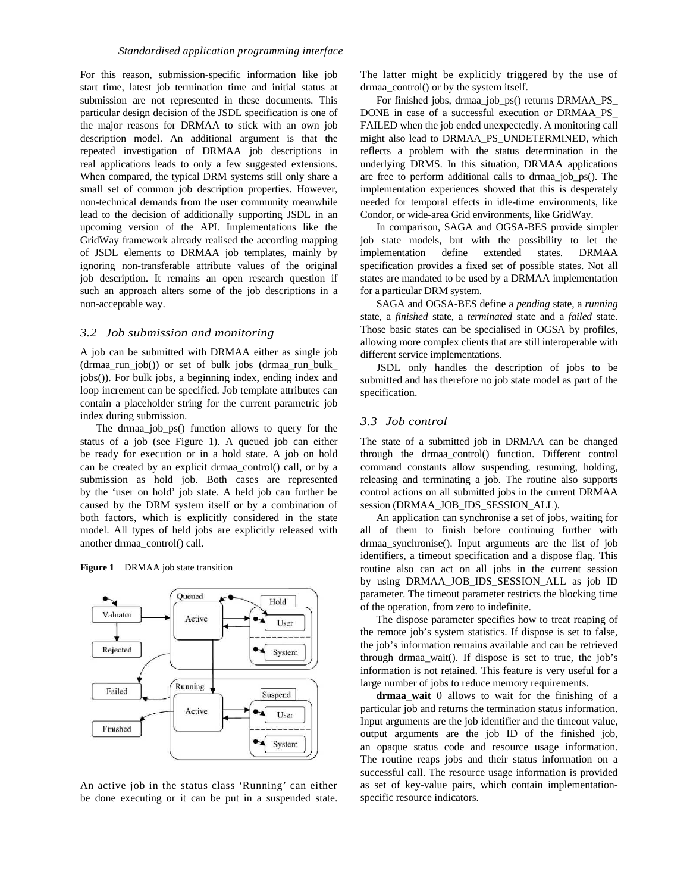For this reason, submission-specific information like job start time, latest job termination time and initial status at submission are not represented in these documents. This particular design decision of the JSDL specification is one of the major reasons for DRMAA to stick with an own job description model. An additional argument is that the repeated investigation of DRMAA job descriptions in real applications leads to only a few suggested extensions. When compared, the typical DRM systems still only share a small set of common job description properties. However, non-technical demands from the user community meanwhile lead to the decision of additionally supporting JSDL in an upcoming version of the API. Implementations like the GridWay framework already realised the according mapping of JSDL elements to DRMAA job templates, mainly by ignoring non-transferable attribute values of the original job description. It remains an open research question if such an approach alters some of the job descriptions in a non-acceptable way.

### 3.2 Job submission and monitoring

A job can be submitted with DRMAA either as single job (drmaa_run_job()) or set of bulk jobs (drmaa_run_bulk_jobs()). For bulk jobs, a beginning index, ending index and loop increment can be specified. Job template attributes can contain a placeholder string for the current parametric job index during submission.

The drmaa_job_ps() function allows to query for the status of a job (see Figure 1). A queued job can either be ready for execution or in a hold state. A job on hold can be created by an explicit drmaa_control() call, or by a submission as hold job. Both cases are represented by the 'user on hold' job state. A held job can further be caused by the DRM system itself or by a combination of both factors, which is explicitly considered in the state model. All types of held jobs are explicitly released with another drmaa_control() call.

**Figure 1** DRMAA job state transition

An active job in the status class 'Running' can either be done executing or it can be put in a suspended state. The latter might be explicitly triggered by the use of drmaa_control() or by the system itself.

For finished jobs, drmaa_job_ps() returns DRMAA_PS_DONE in case of a successful execution or DRMAA_PS_FAILED when the job ended unexpectedly. A monitoring call might also lead to DRMAA_PS_UNDETERMINED, which reflects a problem with the status determination in the underlying DRMS. In this situation, DRMAA applications are free to perform additional calls to drmaa_job_ps(). The implementation experiences showed that this is desperately needed for temporal effects in idle-time environments, like Condor, or wide-area Grid environments, like GridWay.

In comparison, SAGA and OGSA-BES provide simpler job state models, but with the possibility to let the implementation define extended states. DRMAA specification provides a fixed set of possible states. Not all states are mandated to be used by a DRMAA implementation for a particular DRM system.

SAGA and OGSA-BES define a *pending* state, a *running* state, a *finished* state, a *terminated* state and a *failed* state. Those basic states can be specialised in OGSA by profiles, allowing more complex clients that are still interoperable with different service implementations.

JSDL only handles the description of jobs to be submitted and has therefore no job state model as part of the specification.

### 3.3 Job control

The state of a submitted job in DRMAA can be changed through the drmaa_control() function. Different control command constants allow suspending, resuming, holding, releasing and terminating a job. The routine also supports control actions on all submitted jobs in the current DRMAA session (DRMAA_JOB_IDS_SESSION_ALL).

An application can synchronise a set of jobs, waiting for all of them to finish before continuing further with drmaa_synchronise(). Input arguments are the list of job identifiers, a timeout specification and a dispose flag. This routine also can act on all jobs in the current session by using DRMAA_JOB_IDS_SESSION_ALL as job ID parameter. The timeout parameter restricts the blocking time of the operation, from zero to indefinite.

The dispose parameter specifies how to treat reaping of the remote job's system statistics. If dispose is set to false, the job's information remains available and can be retrieved through drmaa_wait(). If dispose is set to true, the job's information is not retained. This feature is very useful for a large number of jobs to reduce memory requirements.

**drmaa_wait** 0 allows to wait for the finishing of a particular job and returns the termination status information. Input arguments are the job identifier and the timeout value, output arguments are the job ID of the finished job, an opaque status code and resource usage information. The routine reaps jobs and their status information on a successful call. The resource usage information is provided as set of key-value pairs, which contain implementation-specific resource indicators.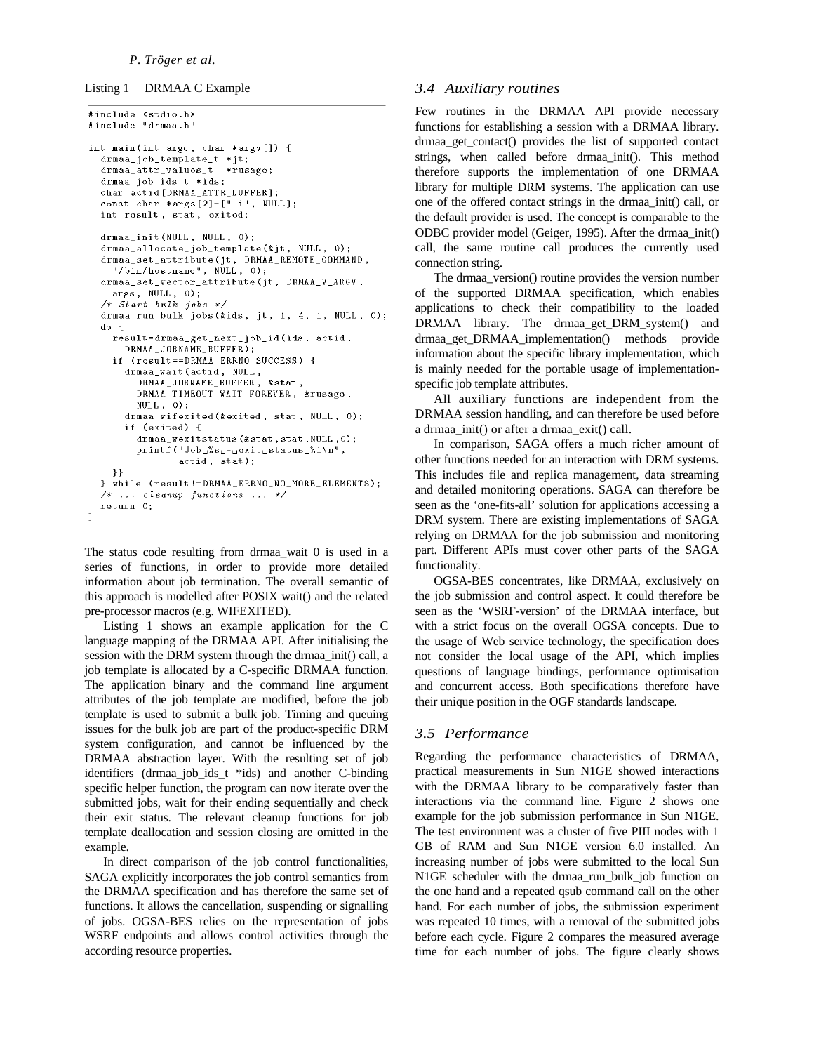Listing 1 DRMAA C Example

```
#include <stdio.h>
#include "drmaa.h"

int main(int argc, char *argv[]) {
  drmaa_job_template_t *jt;
  drmaa_attr_values_t  *rusage;
  drmaa_job_ids_t *ids;
  char actid[DRMAA_ATTR_BUFFER];
  const char *args[2]={"-i", NULL};
  int result, stat, exited;

  drmaa_init(NULL, NULL, 0);
  drmaa_allocate_job_template(&jt, NULL, 0);
  drmaa_set_attribute(jt, DRMAA_REMOTE_COMMAND,
    "/bin/hostname", NULL, 0);
  drmaa_set_vector_attribute(jt, DRMAA_V_ARGV,
    args, NULL, 0);
  /* Start bulk jobs */
  drmaa_run_bulk_jobs(&ids, jt, 1, 4, 1, NULL, 0);
  do {
    result=drmaa_get_next_job_id(ids, actid,
      DRMAA_JOBNAME_BUFFER);
    if (result==DRMAA_ERRNO_SUCCESS) {
      drmaa_wait(actid, NULL,
        DRMAA_JOBNAME_BUFFER, &stat,
        DRMAA_TIMEOUT_WAIT_FOREVER, &rusage,
        NULL, 0);
      drmaa_wifexited(&exited, stat, NULL, 0);
      if (exited) {
        drmaa_wexitstatus(&stat,stat,NULL,0);
        printf("Job %s - exit status %i\n",
               actid, stat);
    }}
  } while (result!=DRMAA_ERRNO_NO_MORE_ELEMENTS);
  /* ... cleanup functions ... */
  return 0;
}
```

The status code resulting from drmaa_wait 0 is used in a series of functions, in order to provide more detailed information about job termination. The overall semantic of this approach is modelled after POSIX wait() and the related pre-processor macros (e.g. WIFEXITED).

Listing 1 shows an example application for the C language mapping of the DRMAA API. After initialising the session with the DRM system through the drmaa_init() call, a job template is allocated by a C-specific DRMAA function. The application binary and the command line argument attributes of the job template are modified, before the job template is used to submit a bulk job. Timing and queuing issues for the bulk job are part of the product-specific DRM system configuration, and cannot be influenced by the DRMAA abstraction layer. With the resulting set of job identifiers (drmaa_job_ids_t *ids) and another C-binding specific helper function, the program can now iterate over the submitted jobs, wait for their ending sequentially and check their exit status. The relevant cleanup functions for job template deallocation and session closing are omitted in the example.

In direct comparison of the job control functionalities, SAGA explicitly incorporates the job control semantics from the DRMAA specification and has therefore the same set of functions. It allows the cancellation, suspending or signalling of jobs. OGSA-BES relies on the representation of jobs WSRF endpoints and allows control activities through the according resource properties.

### *3.4 Auxiliary routines*

Few routines in the DRMAA API provide necessary functions for establishing a session with a DRMAA library. drmaa_get_contact() provides the list of supported contact strings, when called before drmaa_init(). This method therefore supports the implementation of one DRMAA library for multiple DRM systems. The application can use one of the offered contact strings in the drmaa_init() call, or the default provider is used. The concept is comparable to the ODBC provider model (Geiger, 1995). After the drmaa_init() call, the same routine call produces the currently used connection string.

The drmaa_version() routine provides the version number of the supported DRMAA specification, which enables applications to check their compatibility to the loaded DRMAA library. The drmaa_get_DRM_system() and drmaa_get_DRMAA_implementation() methods provide information about the specific library implementation, which is mainly needed for the portable usage of implementation-specific job template attributes.

All auxiliary functions are independent from the DRMAA session handling, and can therefore be used before a drmaa_init() or after a drmaa_exit() call.

In comparison, SAGA offers a much richer amount of other functions needed for an interaction with DRM systems. This includes file and replica management, data streaming and detailed monitoring operations. SAGA can therefore be seen as the 'one-fits-all' solution for applications accessing a DRM system. There are existing implementations of SAGA relying on DRMAA for the job submission and monitoring part. Different APIs must cover other parts of the SAGA functionality.

OGSA-BES concentrates, like DRMAA, exclusively on the job submission and control aspect. It could therefore be seen as the 'WSRF-version' of the DRMAA interface, but with a strict focus on the overall OGSA concepts. Due to the usage of Web service technology, the specification does not consider the local usage of the API, which implies questions of language bindings, performance optimisation and concurrent access. Both specifications therefore have their unique position in the OGF standards landscape.

### *3.5 Performance*

Regarding the performance characteristics of DRMAA, practical measurements in Sun N1GE showed interactions with the DRMAA library to be comparatively faster than interactions via the command line. Figure 2 shows one example for the job submission performance in Sun N1GE. The test environment was a cluster of five PIII nodes with 1 GB of RAM and Sun N1GE version 6.0 installed. An increasing number of jobs were submitted to the local Sun N1GE scheduler with the drmaa_run_bulk_job function on the one hand and a repeated qsub command call on the other hand. For each number of jobs, the submission experiment was repeated 10 times, with a removal of the submitted jobs before each cycle. Figure 2 compares the measured average time for each number of jobs. The figure clearly shows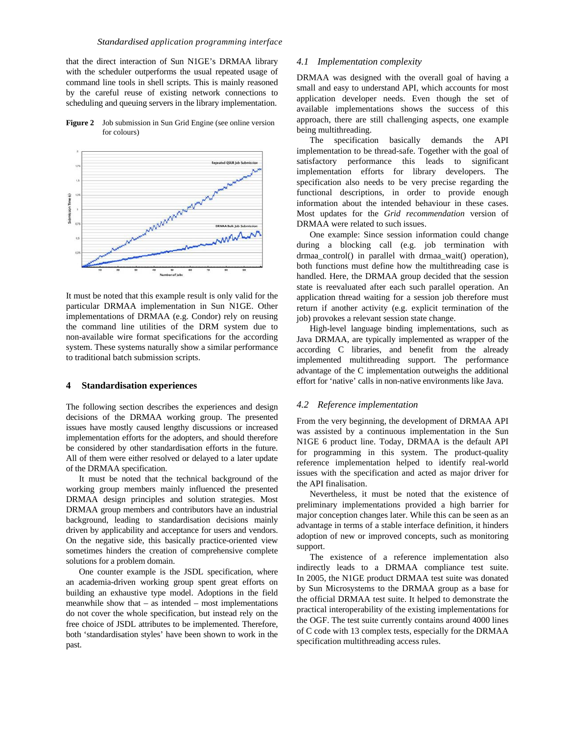that the direct interaction of Sun N1GE's DRMAA library with the scheduler outperforms the usual repeated usage of command line tools in shell scripts. This is mainly reasoned by the careful reuse of existing network connections to scheduling and queuing servers in the library implementation.

**Figure 2** Job submission in Sun Grid Engine (see online version for colours)

Repeated QSUB Job Submission

DRMAA Bulk Job Submission

Submission Time (s)

Number of Jobs

It must be noted that this example result is only valid for the particular DRMAA implementation in Sun N1GE. Other implementations of DRMAA (e.g. Condor) rely on reusing the command line utilities of the DRM system due to non-available wire format specifications for the according system. These systems naturally show a similar performance to traditional batch submission scripts.

## 4 Standardisation experiences

The following section describes the experiences and design decisions of the DRMAA working group. The presented issues have mostly caused lengthy discussions or increased implementation efforts for the adopters, and should therefore be considered by other standardisation efforts in the future. All of them were either resolved or delayed to a later update of the DRMAA specification.

It must be noted that the technical background of the working group members mainly influenced the presented DRMAA design principles and solution strategies. Most DRMAA group members and contributors have an industrial background, leading to standardisation decisions mainly driven by applicability and acceptance for users and vendors. On the negative side, this basically practice-oriented view sometimes hinders the creation of comprehensive complete solutions for a problem domain.

One counter example is the JSDL specification, where an academia-driven working group spent great efforts on building an exhaustive type model. Adoptions in the field meanwhile show that – as intended – most implementations do not cover the whole specification, but instead rely on the free choice of JSDL attributes to be implemented. Therefore, both 'standardisation styles' have been shown to work in the past.

### *4.1 Implementation complexity*

DRMAA was designed with the overall goal of having a small and easy to understand API, which accounts for most application developer needs. Even though the set of available implementations shows the success of this approach, there are still challenging aspects, one example being multithreading.

The specification basically demands the API implementation to be thread-safe. Together with the goal of satisfactory performance this leads to significant implementation efforts for library developers. The specification also needs to be very precise regarding the functional descriptions, in order to provide enough information about the intended behaviour in these cases. Most updates for the *Grid recommendation* version of DRMAA were related to such issues.

One example: Since session information could change during a blocking call (e.g. job termination with drmaa_control() in parallel with drmaa_wait() operation), both functions must define how the multithreading case is handled. Here, the DRMAA group decided that the session state is reevaluated after each such parallel operation. An application thread waiting for a session job therefore must return if another activity (e.g. explicit termination of the job) provokes a relevant session state change.

High-level language binding implementations, such as Java DRMAA, are typically implemented as wrapper of the according C libraries, and benefit from the already implemented multithreading support. The performance advantage of the C implementation outweighs the additional effort for 'native' calls in non-native environments like Java.

### *4.2 Reference implementation*

From the very beginning, the development of DRMAA API was assisted by a continuous implementation in the Sun N1GE 6 product line. Today, DRMAA is the default API for programming in this system. The product-quality reference implementation helped to identify real-world issues with the specification and acted as major driver for the API finalisation.

Nevertheless, it must be noted that the existence of preliminary implementations provided a high barrier for major conception changes later. While this can be seen as an advantage in terms of a stable interface definition, it hinders adoption of new or improved concepts, such as monitoring support.

The existence of a reference implementation also indirectly leads to a DRMAA compliance test suite. In 2005, the N1GE product DRMAA test suite was donated by Sun Microsystems to the DRMAA group as a base for the official DRMAA test suite. It helped to demonstrate the practical interoperability of the existing implementations for the OGF. The test suite currently contains around 4000 lines of C code with 13 complex tests, especially for the DRMAA specification multithreading access rules.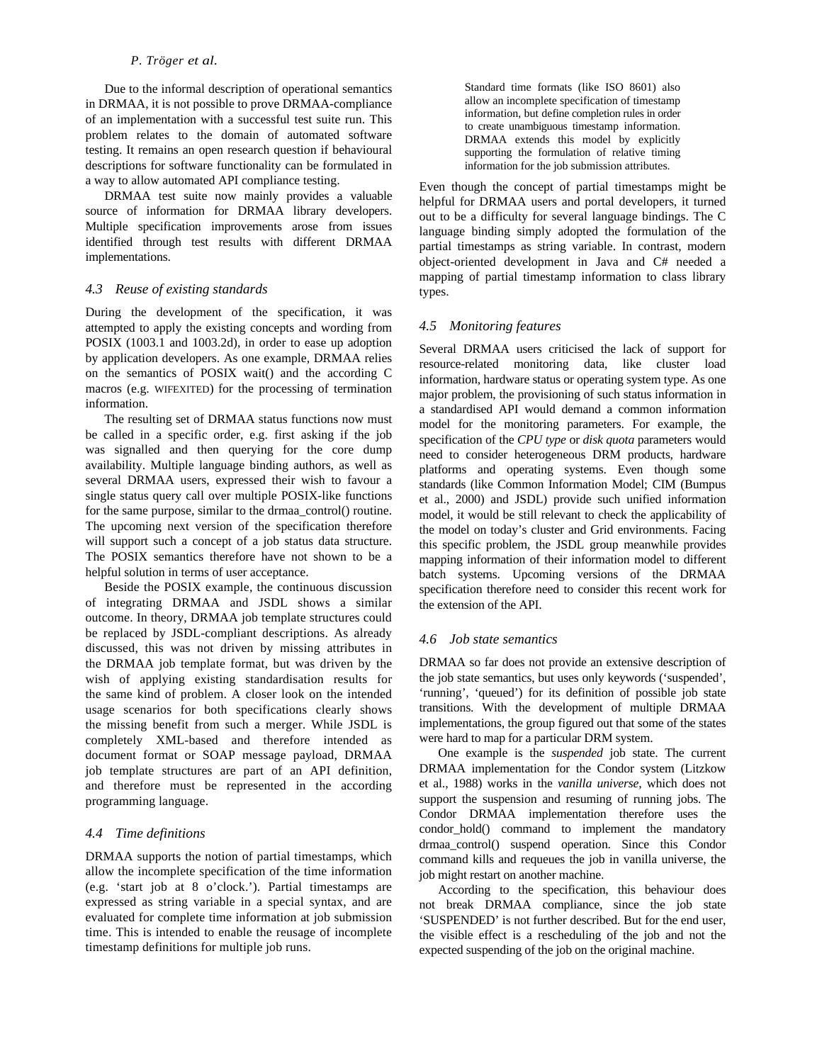Due to the informal description of operational semantics in DRMAA, it is not possible to prove DRMAA-compliance of an implementation with a successful test suite run. This problem relates to the domain of automated software testing. It remains an open research question if behavioural descriptions for software functionality can be formulated in a way to allow automated API compliance testing.

DRMAA test suite now mainly provides a valuable source of information for DRMAA library developers. Multiple specification improvements arose from issues identified through test results with different DRMAA implementations.

### *4.3 Reuse of existing standards*

During the development of the specification, it was attempted to apply the existing concepts and wording from POSIX (1003.1 and 1003.2d), in order to ease up adoption by application developers. As one example, DRMAA relies on the semantics of POSIX wait() and the according C macros (e.g. WIFEXITED) for the processing of termination information.

The resulting set of DRMAA status functions now must be called in a specific order, e.g. first asking if the job was signalled and then querying for the core dump availability. Multiple language binding authors, as well as several DRMAA users, expressed their wish to favour a single status query call over multiple POSIX-like functions for the same purpose, similar to the drmaa_control() routine. The upcoming next version of the specification therefore will support such a concept of a job status data structure. The POSIX semantics therefore have not shown to be a helpful solution in terms of user acceptance.

Beside the POSIX example, the continuous discussion of integrating DRMAA and JSDL shows a similar outcome. In theory, DRMAA job template structures could be replaced by JSDL-compliant descriptions. As already discussed, this was not driven by missing attributes in the DRMAA job template format, but was driven by the wish of applying existing standardisation results for the same kind of problem. A closer look on the intended usage scenarios for both specifications clearly shows the missing benefit from such a merger. While JSDL is completely XML-based and therefore intended as document format or SOAP message payload, DRMAA job template structures are part of an API definition, and therefore must be represented in the according programming language.

### *4.4 Time definitions*

DRMAA supports the notion of partial timestamps, which allow the incomplete specification of the time information (e.g. 'start job at 8 o'clock.'). Partial timestamps are expressed as string variable in a special syntax, and are evaluated for complete time information at job submission time. This is intended to enable the reusage of incomplete timestamp definitions for multiple job runs.

> Standard time formats (like ISO 8601) also allow an incomplete specification of timestamp information, but define completion rules in order to create unambiguous timestamp information. DRMAA extends this model by explicitly supporting the formulation of relative timing information for the job submission attributes.

Even though the concept of partial timestamps might be helpful for DRMAA users and portal developers, it turned out to be a difficulty for several language bindings. The C language binding simply adopted the formulation of the partial timestamps as string variable. In contrast, modern object-oriented development in Java and C# needed a mapping of partial timestamp information to class library types.

### *4.5 Monitoring features*

Several DRMAA users criticised the lack of support for resource-related monitoring data, like cluster load information, hardware status or operating system type. As one major problem, the provisioning of such status information in a standardised API would demand a common information model for the monitoring parameters. For example, the specification of the *CPU type* or *disk quota* parameters would need to consider heterogeneous DRM products, hardware platforms and operating systems. Even though some standards (like Common Information Model; CIM (Bumpus et al., 2000) and JSDL) provide such unified information model, it would be still relevant to check the applicability of the model on today's cluster and Grid environments. Facing this specific problem, the JSDL group meanwhile provides mapping information of their information model to different batch systems. Upcoming versions of the DRMAA specification therefore need to consider this recent work for the extension of the API.

### *4.6 Job state semantics*

DRMAA so far does not provide an extensive description of the job state semantics, but uses only keywords ('suspended', 'running', 'queued') for its definition of possible job state transitions. With the development of multiple DRMAA implementations, the group figured out that some of the states were hard to map for a particular DRM system.

One example is the *suspended* job state. The current DRMAA implementation for the Condor system (Litzkow et al., 1988) works in the *vanilla universe,* which does not support the suspension and resuming of running jobs. The Condor DRMAA implementation therefore uses the condor_hold() command to implement the mandatory drmaa_control() suspend operation. Since this Condor command kills and requeues the job in vanilla universe, the job might restart on another machine.

According to the specification, this behaviour does not break DRMAA compliance, since the job state 'SUSPENDED' is not further described. But for the end user, the visible effect is a rescheduling of the job and not the expected suspending of the job on the original machine.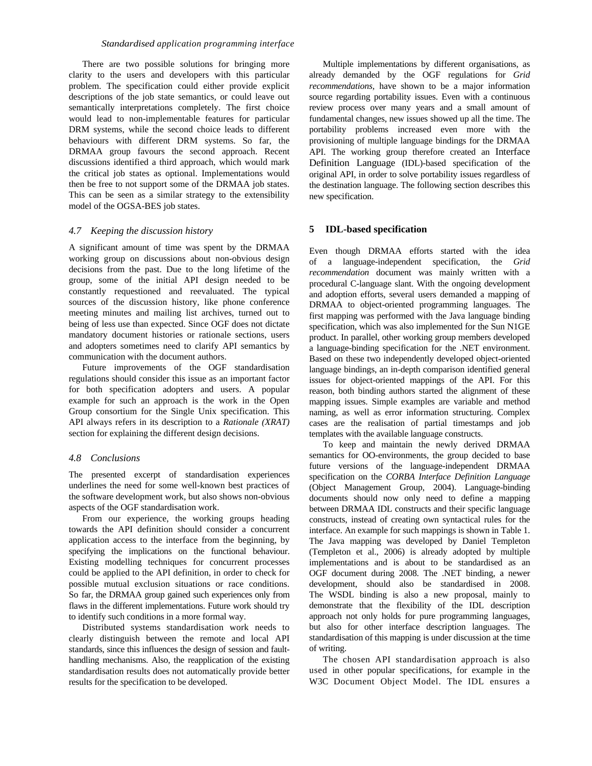There are two possible solutions for bringing more clarity to the users and developers with this particular problem. The specification could either provide explicit descriptions of the job state semantics, or could leave out semantically interpretations completely. The first choice would lead to non-implementable features for particular DRM systems, while the second choice leads to different behaviours with different DRM systems. So far, the DRMAA group favours the second approach. Recent discussions identified a third approach, which would mark the critical job states as optional. Implementations would then be free to not support some of the DRMAA job states. This can be seen as a similar strategy to the extensibility model of the OGSA-BES job states.

### *4.7 Keeping the discussion history*

A significant amount of time was spent by the DRMAA working group on discussions about non-obvious design decisions from the past. Due to the long lifetime of the group, some of the initial API design needed to be constantly requestioned and reevaluated. The typical sources of the discussion history, like phone conference meeting minutes and mailing list archives, turned out to being of less use than expected. Since OGF does not dictate mandatory document histories or rationale sections, users and adopters sometimes need to clarify API semantics by communication with the document authors.

Future improvements of the OGF standardisation regulations should consider this issue as an important factor for both specification adopters and users. A popular example for such an approach is the work in the Open Group consortium for the Single Unix specification. This API always refers in its description to a *Rationale (XRAT)* section for explaining the different design decisions.

### *4.8 Conclusions*

The presented excerpt of standardisation experiences underlines the need for some well-known best practices of the software development work, but also shows non-obvious aspects of the OGF standardisation work.

From our experience, the working groups heading towards the API definition should consider a concurrent application access to the interface from the beginning, by specifying the implications on the functional behaviour. Existing modelling techniques for concurrent processes could be applied to the API definition, in order to check for possible mutual exclusion situations or race conditions. So far, the DRMAA group gained such experiences only from flaws in the different implementations. Future work should try to identify such conditions in a more formal way.

Distributed systems standardisation work needs to clearly distinguish between the remote and local API standards, since this influences the design of session and fault-handling mechanisms. Also, the reapplication of the existing standardisation results does not automatically provide better results for the specification to be developed.

Multiple implementations by different organisations, as already demanded by the OGF regulations for *Grid recommendations*, have shown to be a major information source regarding portability issues. Even with a continuous review process over many years and a small amount of fundamental changes, new issues showed up all the time. The portability problems increased even more with the provisioning of multiple language bindings for the DRMAA API. The working group therefore created an Interface Definition Language (IDL)-based specification of the original API, in order to solve portability issues regardless of the destination language. The following section describes this new specification.

## 5 IDL-based specification

Even though DRMAA efforts started with the idea of a language-independent specification, the *Grid recommendation* document was mainly written with a procedural C-language slant. With the ongoing development and adoption efforts, several users demanded a mapping of DRMAA to object-oriented programming languages. The first mapping was performed with the Java language binding specification, which was also implemented for the Sun N1GE product. In parallel, other working group members developed a language-binding specification for the .NET environment. Based on these two independently developed object-oriented language bindings, an in-depth comparison identified general issues for object-oriented mappings of the API. For this reason, both binding authors started the alignment of these mapping issues. Simple examples are variable and method naming, as well as error information structuring. Complex cases are the realisation of partial timestamps and job templates with the available language constructs.

To keep and maintain the newly derived DRMAA semantics for OO-environments, the group decided to base future versions of the language-independent DRMAA specification on the *CORBA Interface Definition Language* (Object Management Group, 2004). Language-binding documents should now only need to define a mapping between DRMAA IDL constructs and their specific language constructs, instead of creating own syntactical rules for the interface. An example for such mappings is shown in Table 1. The Java mapping was developed by Daniel Templeton (Templeton et al., 2006) is already adopted by multiple implementations and is about to be standardised as an OGF document during 2008. The .NET binding, a newer development, should also be standardised in 2008. The WSDL binding is also a new proposal, mainly to demonstrate that the flexibility of the IDL description approach not only holds for pure programming languages, but also for other interface description languages. The standardisation of this mapping is under discussion at the time of writing.

The chosen API standardisation approach is also used in other popular specifications, for example in the W3C Document Object Model. The IDL ensures a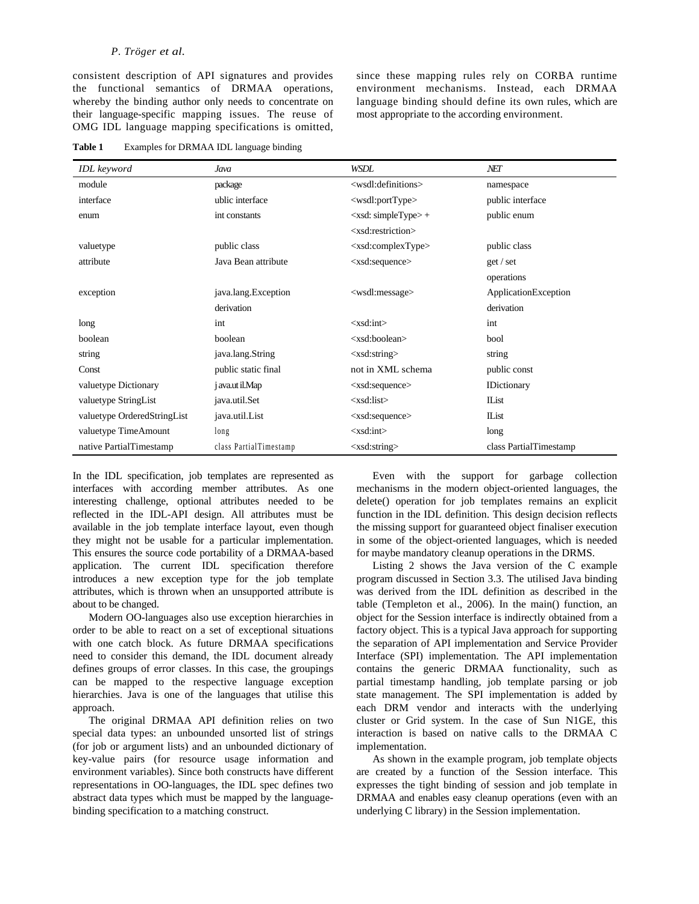consistent description of API signatures and provides the functional semantics of DRMAA operations, whereby the binding author only needs to concentrate on their language-specific mapping issues. The reuse of OMG IDL language mapping specifications is omitted, since these mapping rules rely on CORBA runtime environment mechanisms. Instead, each DRMAA language binding should define its own rules, which are most appropriate to the according environment.

**Table 1** Examples for DRMAA IDL language binding

| *IDL keyword* | *Java* | *WSDL* | *.NET* |
|---|---|---|---|
| module | package | <wsdl:definitions> | namespace |
| interface | ublic interface | <wsdl:portType> | public interface |
| enum | int constants | <xsd: simpleType> + <xsd:restriction> | public enum |
| valuetype | public class | <xsd:complexType> | public class |
| attribute | Java Bean attribute | <xsd:sequence> | get / set operations |
| exception | java.lang.Exception derivation | <wsdl:message> | ApplicationException derivation |
| long | int | <xsd:int> | int |
| boolean | boolean | <xsd:boolean> | bool |
| string | java.lang.String | <xsd:string> | string |
| Const | public static final | not in XML schema | public const |
| valuetype Dictionary | java.util.Map | <xsd:sequence> | IDictionary |
| valuetype StringList | java.util.Set | <xsd:list> | IList |
| valuetype OrderedStringList | java.util.List | <xsd:sequence> | IList |
| valuetype TimeAmount | long | <xsd:int> | long |
| native PartialTimestamp | class PartialTimestamp | <xsd:string> | class PartialTimestamp |

In the IDL specification, job templates are represented as interfaces with according member attributes. As one interesting challenge, optional attributes needed to be reflected in the IDL-API design. All attributes must be available in the job template interface layout, even though they might not be usable for a particular implementation. This ensures the source code portability of a DRMAA-based application. The current IDL specification therefore introduces a new exception type for the job template attributes, which is thrown when an unsupported attribute is about to be changed.

Modern OO-languages also use exception hierarchies in order to be able to react on a set of exceptional situations with one catch block. As future DRMAA specifications need to consider this demand, the IDL document already defines groups of error classes. In this case, the groupings can be mapped to the respective language exception hierarchies. Java is one of the languages that utilise this approach.

The original DRMAA API definition relies on two special data types: an unbounded unsorted list of strings (for job or argument lists) and an unbounded dictionary of key-value pairs (for resource usage information and environment variables). Since both constructs have different representations in OO-languages, the IDL spec defines two abstract data types which must be mapped by the language-binding specification to a matching construct.

Even with the support for garbage collection mechanisms in the modern object-oriented languages, the delete() operation for job templates remains an explicit function in the IDL definition. This design decision reflects the missing support for guaranteed object finaliser execution in some of the object-oriented languages, which is needed for maybe mandatory cleanup operations in the DRMS.

Listing 2 shows the Java version of the C example program discussed in Section 3.3. The utilised Java binding was derived from the IDL definition as described in the table (Templeton et al., 2006). In the main() function, an object for the Session interface is indirectly obtained from a factory object. This is a typical Java approach for supporting the separation of API implementation and Service Provider Interface (SPI) implementation. The API implementation contains the generic DRMAA functionality, such as partial timestamp handling, job template parsing or job state management. The SPI implementation is added by each DRM vendor and interacts with the underlying cluster or Grid system. In the case of Sun N1GE, this interaction is based on native calls to the DRMAA C implementation.

As shown in the example program, job template objects are created by a function of the Session interface. This expresses the tight binding of session and job template in DRMAA and enables easy cleanup operations (even with an underlying C library) in the Session implementation.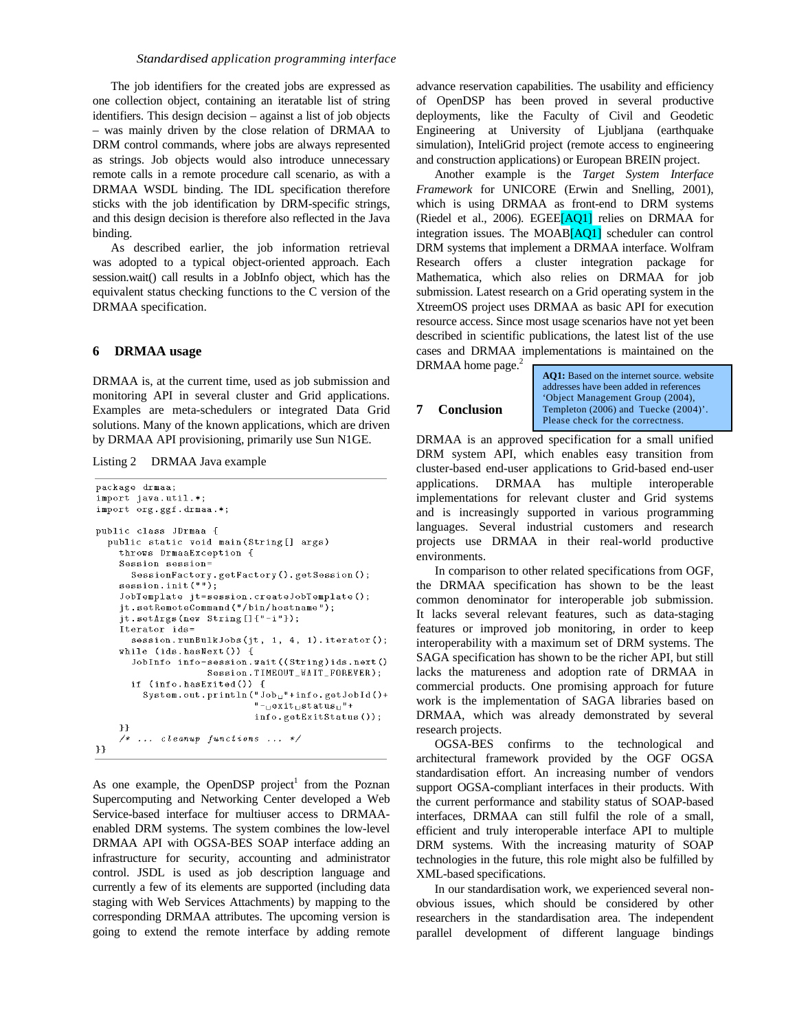The job identifiers for the created jobs are expressed as one collection object, containing an iteratable list of string identifiers. This design decision – against a list of job objects – was mainly driven by the close relation of DRMAA to DRM control commands, where jobs are always represented as strings. Job objects would also introduce unnecessary remote calls in a remote procedure call scenario, as with a DRMAA WSDL binding. The IDL specification therefore sticks with the job identification by DRM-specific strings, and this design decision is therefore also reflected in the Java binding.

As described earlier, the job information retrieval was adopted to a typical object-oriented approach. Each session.wait() call results in a JobInfo object, which has the equivalent status checking functions to the C version of the DRMAA specification.

## 6 DRMAA usage

DRMAA is, at the current time, used as job submission and monitoring API in several cluster and Grid applications. Examples are meta-schedulers or integrated Data Grid solutions. Many of the known applications, which are driven by DRMAA API provisioning, primarily use Sun N1GE.

Listing 2 DRMAA Java example

```
package drmaa;
import java.util.*;
import org.ggf.drmaa.*;

public class JDrmaa {
  public static void main(String[] args)
    throws DrmaaException {
    Session session=
      SessionFactory.getFactory().getSession();
    session.init("");
    JobTemplate jt=session.createJobTemplate();
    jt.setRemoteCommand("/bin/hostname");
    jt.setArgs(new String[]{"-i"});
    Iterator ids=
      session.runBulkJobs(jt, 1, 4, 1).iterator();
    while (ids.hasNext()) {
      JobInfo info=session.wait((String)ids.next()
                  Session.TIMEOUT_WAIT_FOREVER);
      if (info.hasExited()) {
        System.out.println("Job␣"+info.getJobId()+
                          "-␣exit␣status␣"+
                          info.getExitStatus());
    }}
    /* ... cleanup functions ... */
}}
```

As one example, the OpenDSP project[1] from the Poznan Supercomputing and Networking Center developed a Web Service-based interface for multiuser access to DRMAA-enabled DRM systems. The system combines the low-level DRMAA API with OGSA-BES SOAP interface adding an infrastructure for security, accounting and administrator control. JSDL is used as job description language and currently a few of its elements are supported (including data staging with Web Services Attachments) by mapping to the corresponding DRMAA attributes. The upcoming version is going to extend the remote interface by adding remote advance reservation capabilities. The usability and efficiency of OpenDSP has been proved in several productive deployments, like the Faculty of Civil and Geodetic Engineering at University of Ljubljana (earthquake simulation), InteliGrid project (remote access to engineering and construction applications) or European BREIN project.

Another example is the *Target System Interface Framework* for UNICORE (Erwin and Snelling, 2001), which is using DRMAA as front-end to DRM systems (Riedel et al., 2006). EGEE[AQ1] relies on DRMAA for integration issues. The MOAB[AQ1] scheduler can control DRM systems that implement a DRMAA interface. Wolfram Research offers a cluster integration package for Mathematica, which also relies on DRMAA for job submission. Latest research on a Grid operating system in the XtreemOS project uses DRMAA as basic API for execution resource access. Since most usage scenarios have not yet been described in scientific publications, the latest list of the use cases and DRMAA implementations is maintained on the DRMAA home page.[2]

**AQ1:** Based on the internet source. website addresses have been added in references 'Object Management Group (2004), Templeton (2006) and Tuecke (2004)'. Please check for the correctness.

## 7 Conclusion

DRMAA is an approved specification for a small unified DRM system API, which enables easy transition from cluster-based end-user applications to Grid-based end-user applications. DRMAA has multiple interoperable implementations for relevant cluster and Grid systems and is increasingly supported in various programming languages. Several industrial customers and research projects use DRMAA in their real-world productive environments.

In comparison to other related specifications from OGF, the DRMAA specification has shown to be the least common denominator for interoperable job submission. It lacks several relevant features, such as data-staging features or improved job monitoring, in order to keep interoperability with a maximum set of DRM systems. The SAGA specification has shown to be the richer API, but still lacks the matureness and adoption rate of DRMAA in commercial products. One promising approach for future work is the implementation of SAGA libraries based on DRMAA, which was already demonstrated by several research projects.

OGSA-BES confirms to the technological and architectural framework provided by the OGF OGSA standardisation effort. An increasing number of vendors support OGSA-compliant interfaces in their products. With the current performance and stability status of SOAP-based interfaces, DRMAA can still fulfil the role of a small, efficient and truly interoperable interface API to multiple DRM systems. With the increasing maturity of SOAP technologies in the future, this role might also be fulfilled by XML-based specifications.

In our standardisation work, we experienced several non-obvious issues, which should be considered by other researchers in the standardisation area. The independent parallel development of different language bindings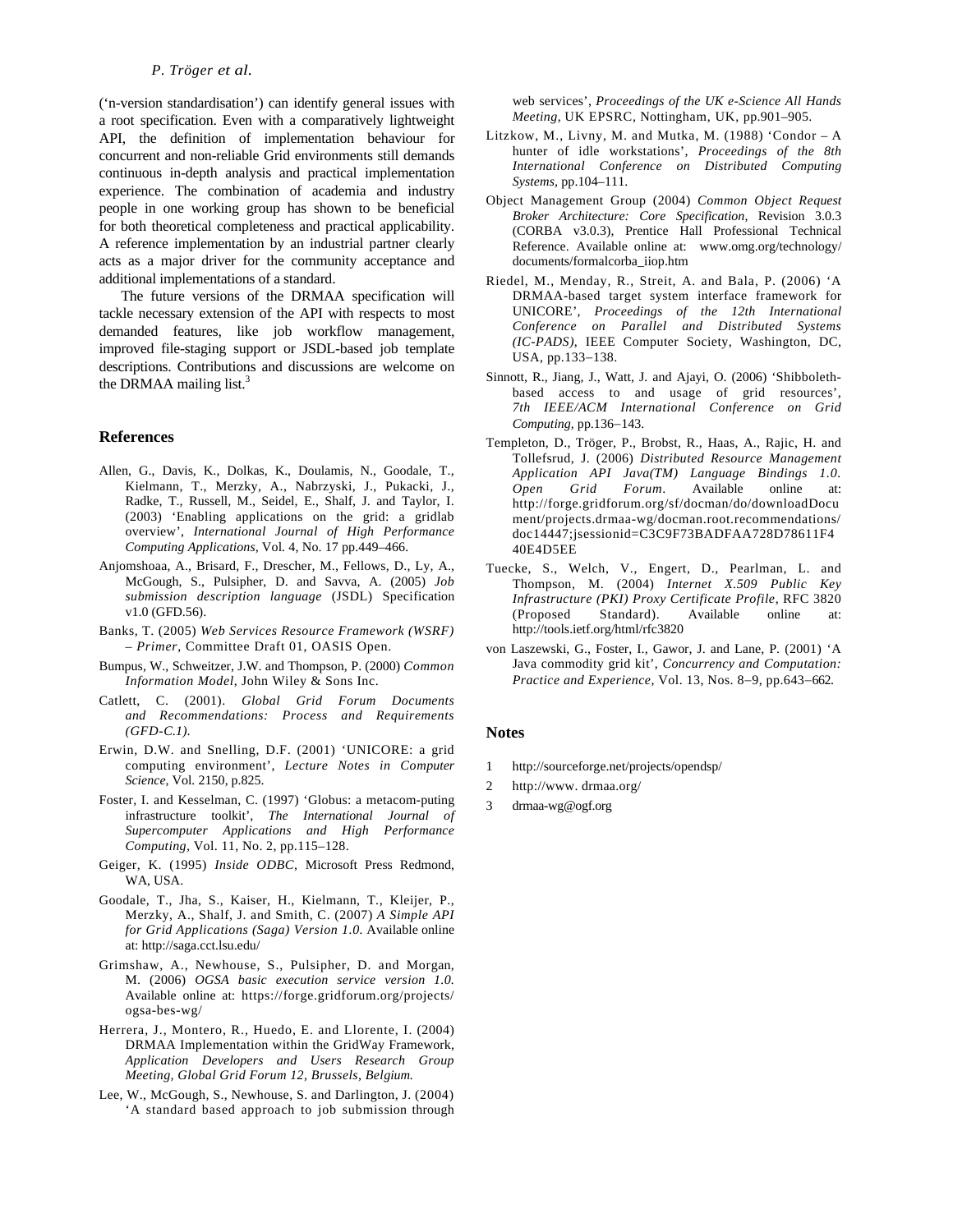('n-version standardisation') can identify general issues with a root specification. Even with a comparatively lightweight API, the definition of implementation behaviour for concurrent and non-reliable Grid environments still demands continuous in-depth analysis and practical implementation experience. The combination of academia and industry people in one working group has shown to be beneficial for both theoretical completeness and practical applicability. A reference implementation by an industrial partner clearly acts as a major driver for the community acceptance and additional implementations of a standard.

The future versions of the DRMAA specification will tackle necessary extension of the API with respects to most demanded features, like job workflow management, improved file-staging support or JSDL-based job template descriptions. Contributions and discussions are welcome on the DRMAA mailing list.[3]

## References

Allen, G., Davis, K., Dolkas, K., Doulamis, N., Goodale, T., Kielmann, T., Merzky, A., Nabrzyski, J., Pukacki, J., Radke, T., Russell, M., Seidel, E., Shalf, J. and Taylor, I. (2003) 'Enabling applications on the grid: a gridlab overview', *International Journal of High Performance Computing Applications*, Vol. 4, No. 17 pp.449–466.

Anjomshoaa, A., Brisard, F., Drescher, M., Fellows, D., Ly, A., McGough, S., Pulsipher, D. and Savva, A. (2005) *Job submission description language* (JSDL) Specification v1.0 (GFD.56).

Banks, T. (2005) *Web Services Resource Framework (WSRF) – Primer*, Committee Draft 01, OASIS Open.

Bumpus, W., Schweitzer, J.W. and Thompson, P. (2000) *Common Information Model*, John Wiley & Sons Inc.

Catlett, C. (2001). *Global Grid Forum Documents and Recommendations: Process and Requirements (GFD-C.1).*

Erwin, D.W. and Snelling, D.F. (2001) 'UNICORE: a grid computing environment', *Lecture Notes in Computer Science*, Vol. 2150, p.825.

Foster, I. and Kesselman, C. (1997) 'Globus: a metacom-puting infrastructure toolkit', *The International Journal of Supercomputer Applications and High Performance Computing*, Vol. 11, No. 2, pp.115–128.

Geiger, K. (1995) *Inside ODBC*, Microsoft Press Redmond, WA, USA.

Goodale, T., Jha, S., Kaiser, H., Kielmann, T., Kleijer, P., Merzky, A., Shalf, J. and Smith, C. (2007) *A Simple API for Grid Applications (Saga) Version 1.0.* Available online at: http://saga.cct.lsu.edu/

Grimshaw, A., Newhouse, S., Pulsipher, D. and Morgan, M. (2006) *OGSA basic execution service version 1.0.* Available online at: https://forge.gridforum.org/projects/ogsa-bes-wg/

Herrera, J., Montero, R., Huedo, E. and Llorente, I. (2004) DRMAA Implementation within the GridWay Framework, *Application Developers and Users Research Group Meeting, Global Grid Forum 12, Brussels, Belgium.*

Lee, W., McGough, S., Newhouse, S. and Darlington, J. (2004) 'A standard based approach to job submission through web services', *Proceedings of the UK e-Science All Hands Meeting*, UK EPSRC, Nottingham, UK, pp.901–905.

Litzkow, M., Livny, M. and Mutka, M. (1988) 'Condor – A hunter of idle workstations', *Proceedings of the 8th International Conference on Distributed Computing Systems*, pp.104–111.

Object Management Group (2004) *Common Object Request Broker Architecture: Core Specification*, Revision 3.0.3 (CORBA v3.0.3), Prentice Hall Professional Technical Reference. Available online at: www.omg.org/technology/documents/formalcorba_iiop.htm

Riedel, M., Menday, R., Streit, A. and Bala, P. (2006) 'A DRMAA-based target system interface framework for UNICORE', *Proceedings of the 12th International Conference on Parallel and Distributed Systems (IC-PADS)*, IEEE Computer Society, Washington, DC, USA, pp.133–138.

Sinnott, R., Jiang, J., Watt, J. and Ajayi, O. (2006) 'Shibboleth-based access to and usage of grid resources', *7th IEEE/ACM International Conference on Grid Computing*, pp.136–143.

Templeton, D., Tröger, P., Brobst, R., Haas, A., Rajic, H. and Tollefsrud, J. (2006) *Distributed Resource Management Application API Java(TM) Language Bindings 1.0. Open Grid Forum*. Available online at: http://forge.gridforum.org/sf/docman/do/downloadDocument/projects.drmaa-wg/docman.root.recommendations/doc14447;jsessionid=C3C9F73BADFAA728D78611F440E4D5EE

Tuecke, S., Welch, V., Engert, D., Pearlman, L. and Thompson, M. (2004) *Internet X.509 Public Key Infrastructure (PKI) Proxy Certificate Profile*, RFC 3820 (Proposed Standard). Available online at: http://tools.ietf.org/html/rfc3820

von Laszewski, G., Foster, I., Gawor, J. and Lane, P. (2001) 'A Java commodity grid kit', *Concurrency and Computation: Practice and Experience*, Vol. 13, Nos. 8–9, pp.643–662.

## Notes

1 http://sourceforge.net/projects/opendsp/

2 http://www. drmaa.org/

3 drmaa-wg@ogf.org